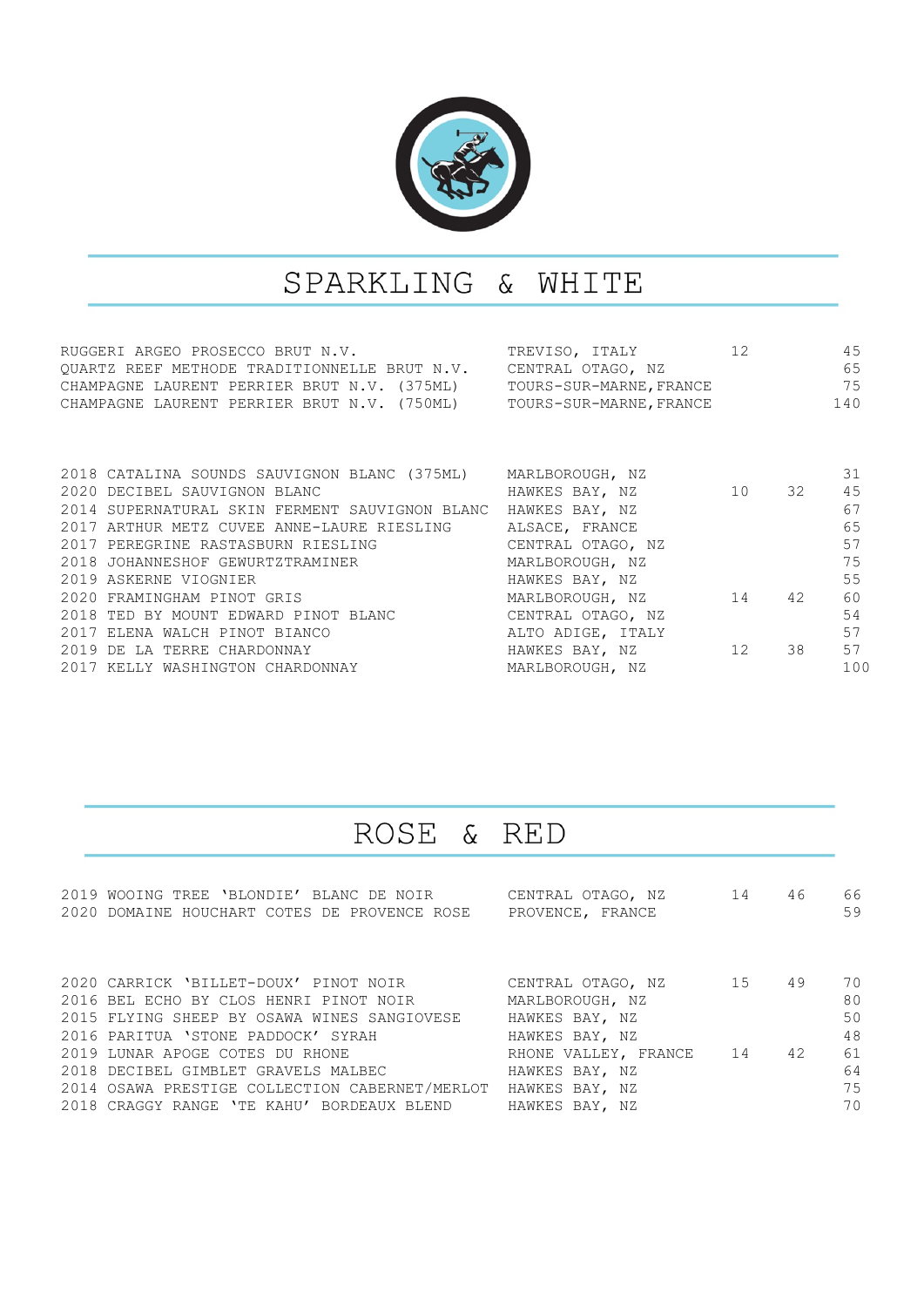## SPARKLING & WHITE

| Wine | Region | | | |
|---|---|---|---|---|
| RUGGERI ARGEO PROSECCO BRUT N.V. | TREVISO, ITALY | 12 | | 45 |
| QUARTZ REEF METHODE TRADITIONNELLE BRUT N.V. | CENTRAL OTAGO, NZ | | | 65 |
| CHAMPAGNE LAURENT PERRIER BRUT N.V. (375ML) | TOURS-SUR-MARNE, FRANCE | | | 75 |
| CHAMPAGNE LAURENT PERRIER BRUT N.V. (750ML) | TOURS-SUR-MARNE, FRANCE | | | 140 |

| Wine | Region | | | |
|---|---|---|---|---|
| 2018 CATALINA SOUNDS SAUVIGNON BLANC (375ML) | MARLBOROUGH, NZ | | | 31 |
| 2020 DECIBEL SAUVIGNON BLANC | HAWKES BAY, NZ | 10 | 32 | 45 |
| 2014 SUPERNATURAL SKIN FERMENT SAUVIGNON BLANC | HAWKES BAY, NZ | | | 67 |
| 2017 ARTHUR METZ CUVEE ANNE-LAURE RIESLING | ALSACE, FRANCE | | | 65 |
| 2017 PEREGRINE RASTASBURN RIESLING | CENTRAL OTAGO, NZ | | | 57 |
| 2018 JOHANNESHOF GEWURTZTRAMINER | MARLBOROUGH, NZ | | | 75 |
| 2019 ASKERNE VIOGNIER | HAWKES BAY, NZ | | | 55 |
| 2020 FRAMINGHAM PINOT GRIS | MARLBOROUGH, NZ | 14 | 42 | 60 |
| 2018 TED BY MOUNT EDWARD PINOT BLANC | CENTRAL OTAGO, NZ | | | 54 |
| 2017 ELENA WALCH PINOT BIANCO | ALTO ADIGE, ITALY | | | 57 |
| 2019 DE LA TERRE CHARDONNAY | HAWKES BAY, NZ | 12 | 38 | 57 |
| 2017 KELLY WASHINGTON CHARDONNAY | MARLBOROUGH, NZ | | | 100 |

## ROSE & RED

| Wine | Region | | | |
|---|---|---|---|---|
| 2019 WOOING TREE 'BLONDIE' BLANC DE NOIR | CENTRAL OTAGO, NZ | 14 | 46 | 66 |
| 2020 DOMAINE HOUCHART COTES DE PROVENCE ROSE | PROVENCE, FRANCE | | | 59 |

| Wine | Region | | | |
|---|---|---|---|---|
| 2020 CARRICK 'BILLET-DOUX' PINOT NOIR | CENTRAL OTAGO, NZ | 15 | 49 | 70 |
| 2016 BEL ECHO BY CLOS HENRI PINOT NOIR | MARLBOROUGH, NZ | | | 80 |
| 2015 FLYING SHEEP BY OSAWA WINES SANGIOVESE | HAWKES BAY, NZ | | | 50 |
| 2016 PARITUA 'STONE PADDOCK' SYRAH | HAWKES BAY, NZ | | | 48 |
| 2019 LUNAR APOGE COTES DU RHONE | RHONE VALLEY, FRANCE | 14 | 42 | 61 |
| 2018 DECIBEL GIMBLET GRAVELS MALBEC | HAWKES BAY, NZ | | | 64 |
| 2014 OSAWA PRESTIGE COLLECTION CABERNET/MERLOT | HAWKES BAY, NZ | | | 75 |
| 2018 CRAGGY RANGE 'TE KAHU' BORDEAUX BLEND | HAWKES BAY, NZ | | | 70 |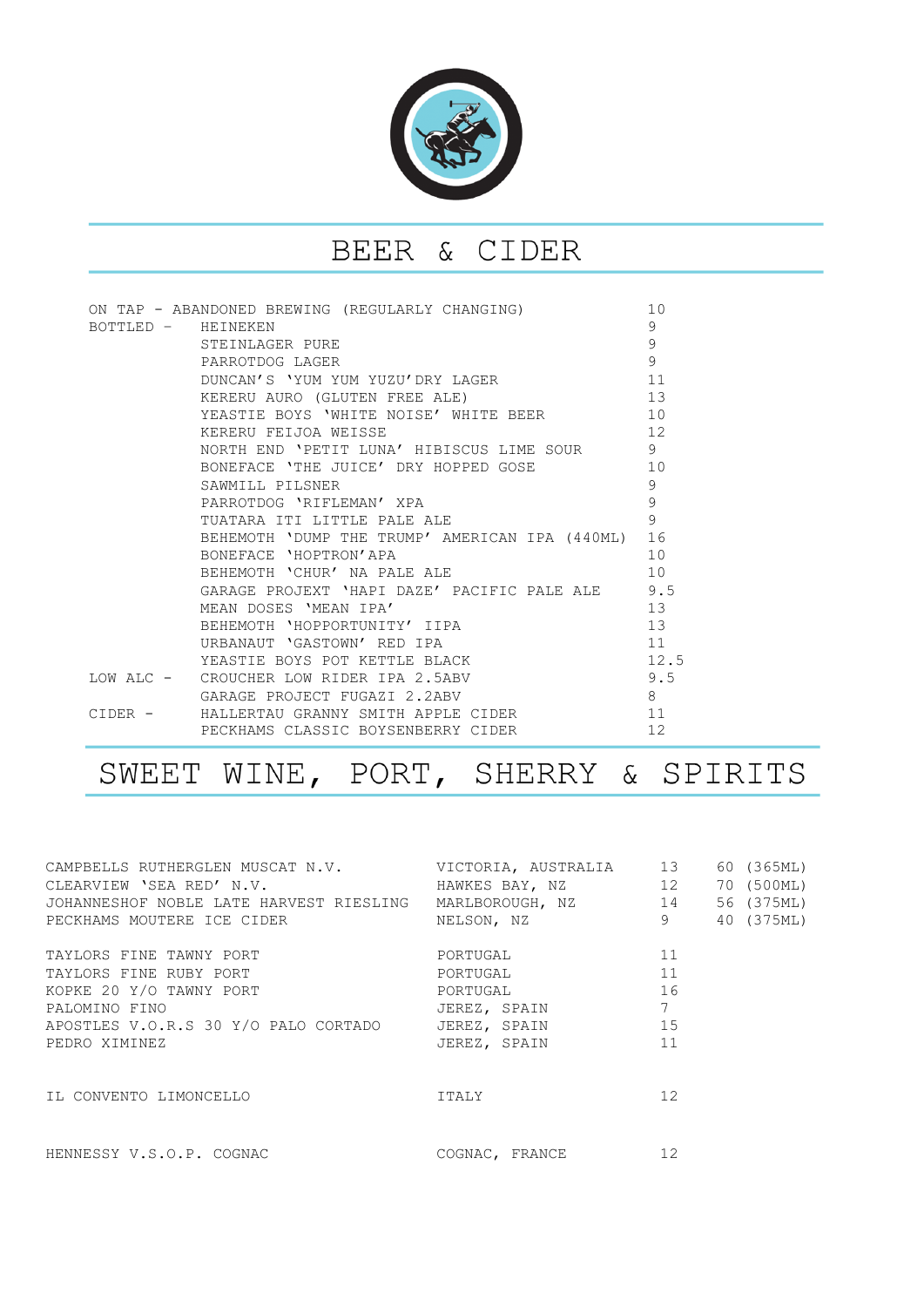# BEER & CIDER

| | | |
|---|---|---|
| ON TAP - | ABANDONED BREWING (REGULARLY CHANGING) | 10 |
| BOTTLED - | HEINEKEN | 9 |
| | STEINLAGER PURE | 9 |
| | PARROTDOG LAGER | 9 |
| | DUNCAN'S 'YUM YUM YUZU'DRY LAGER | 11 |
| | KERERU AURO (GLUTEN FREE ALE) | 13 |
| | YEASTIE BOYS 'WHITE NOISE' WHITE BEER | 10 |
| | KERERU FEIJOA WEISSE | 12 |
| | NORTH END 'PETIT LUNA' HIBISCUS LIME SOUR | 9 |
| | BONEFACE 'THE JUICE' DRY HOPPED GOSE | 10 |
| | SAWMILL PILSNER | 9 |
| | PARROTDOG 'RIFLEMAN' XPA | 9 |
| | TUATARA ITI LITTLE PALE ALE | 9 |
| | BEHEMOTH 'DUMP THE TRUMP' AMERICAN IPA (440ML) | 16 |
| | BONEFACE 'HOPTRON'APA | 10 |
| | BEHEMOTH 'CHUR' NA PALE ALE | 10 |
| | GARAGE PROJEXT 'HAPI DAZE' PACIFIC PALE ALE | 9.5 |
| | MEAN DOSES 'MEAN IPA' | 13 |
| | BEHEMOTH 'HOPPORTUNITY' IIPA | 13 |
| | URBANAUT 'GASTOWN' RED IPA | 11 |
| | YEASTIE BOYS POT KETTLE BLACK | 12.5 |
| LOW ALC - | CROUCHER LOW RIDER IPA 2.5ABV | 9.5 |
| | GARAGE PROJECT FUGAZI 2.2ABV | 8 |
| CIDER - | HALLERTAU GRANNY SMITH APPLE CIDER | 11 |
| | PECKHAMS CLASSIC BOYSENBERRY CIDER | 12 |

# SWEET WINE, PORT, SHERRY & SPIRITS

| | | | |
|---|---|---|---|
| CAMPBELLS RUTHERGLEN MUSCAT N.V. | VICTORIA, AUSTRALIA | 13 | 60 (365ML) |
| CLEARVIEW 'SEA RED' N.V. | HAWKES BAY, NZ | 12 | 70 (500ML) |
| JOHANNESHOF NOBLE LATE HARVEST RIESLING | MARLBOROUGH, NZ | 14 | 56 (375ML) |
| PECKHAMS MOUTERE ICE CIDER | NELSON, NZ | 9 | 40 (375ML) |
| TAYLORS FINE TAWNY PORT | PORTUGAL | 11 | |
| TAYLORS FINE RUBY PORT | PORTUGAL | 11 | |
| KOPKE 20 Y/O TAWNY PORT | PORTUGAL | 16 | |
| PALOMINO FINO | JEREZ, SPAIN | 7 | |
| APOSTLES V.O.R.S 30 Y/O PALO CORTADO | JEREZ, SPAIN | 15 | |
| PEDRO XIMINEZ | JEREZ, SPAIN | 11 | |
| IL CONVENTO LIMONCELLO | ITALY | 12 | |
| HENNESSY V.S.O.P. COGNAC | COGNAC, FRANCE | 12 | |